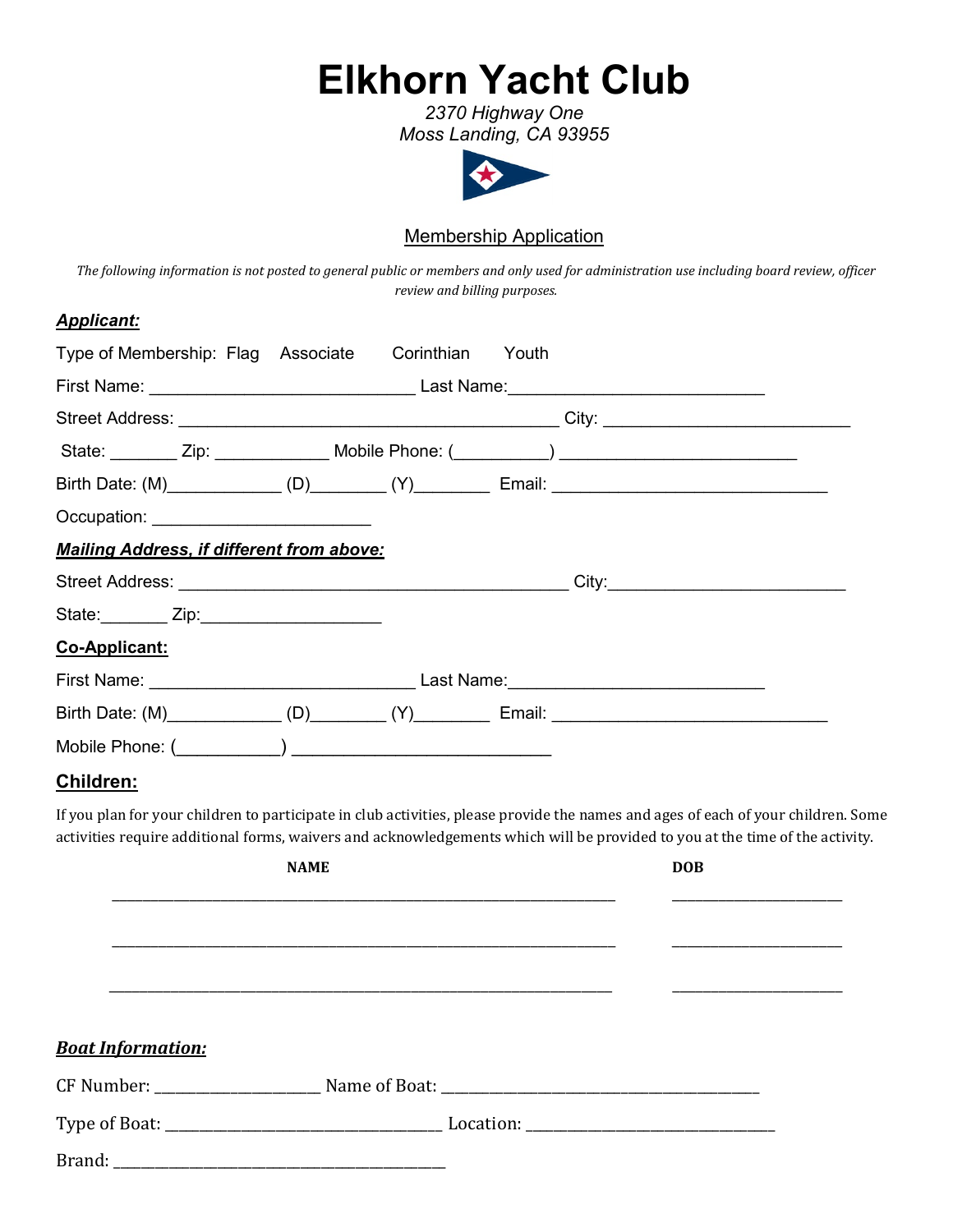# Elkhorn Yacht Club

*2370 Highway One*
*Moss Landing, CA 93955*

## Membership Application

*The following information is not posted to general public or members and only used for administration use including board review, officer review and billing purposes.*

***Applicant:***

Type of Membership: Flag Associate Corinthian Youth

First Name: ___________________________ Last Name:__________________________

Street Address: _______________________________________ City: _________________________

State: _______ Zip: ____________ Mobile Phone: (__________) ________________________

Birth Date: (M)____________ (D)________ (Y)________ Email: ____________________________

Occupation: ______________________

***Mailing Address, if different from above:***

Street Address: ________________________________________ City:________________________

State:_______ Zip:___________________

**Co-Applicant:**

First Name: ___________________________ Last Name:__________________________

Birth Date: (M)____________ (D)________ (Y)________ Email: ____________________________

Mobile Phone: (___________) ___________________________

**Children:**

If you plan for your children to participate in club activities, please provide the names and ages of each of your children. Some activities require additional forms, waivers and acknowledgements which will be provided to you at the time of the activity.

| NAME | DOB |
|---|---|
| ______________________________________________ | ____________________ |
| ______________________________________________ | ____________________ |
| ______________________________________________ | ____________________ |

***Boat Information:***

CF Number: ____________________ Name of Boat: ______________________________________

Type of Boat: _________________________________ Location: ______________________________

Brand: _________________________________________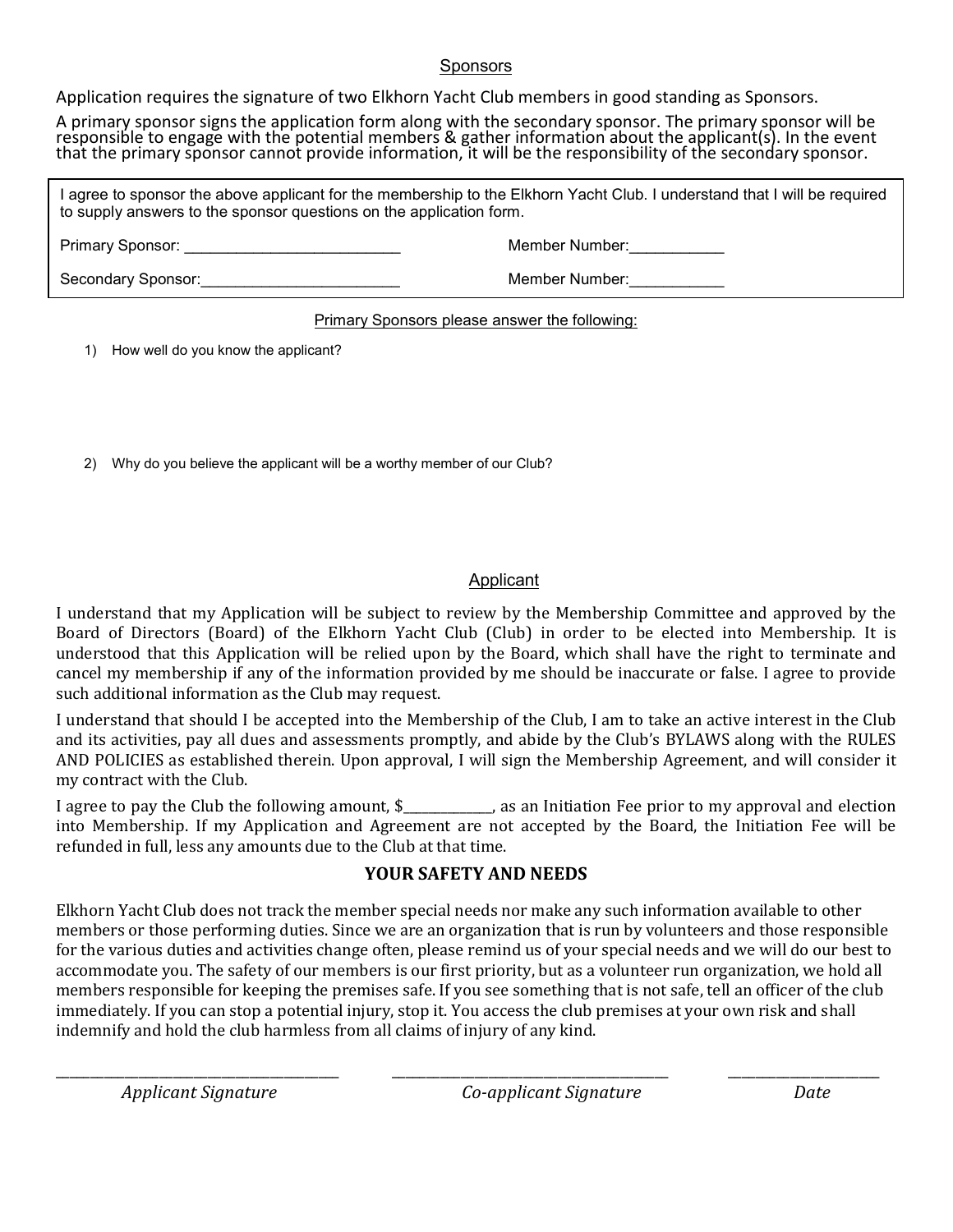## Sponsors

Application requires the signature of two Elkhorn Yacht Club members in good standing as Sponsors.

A primary sponsor signs the application form along with the secondary sponsor. The primary sponsor will be responsible to engage with the potential members & gather information about the applicant(s). In the event that the primary sponsor cannot provide information, it will be the responsibility of the secondary sponsor.

I agree to sponsor the above applicant for the membership to the Elkhorn Yacht Club. I understand that I will be required to supply answers to the sponsor questions on the application form.

Primary Sponsor: _________________________ Member Number:___________

Secondary Sponsor:_______________________ Member Number:___________

Primary Sponsors please answer the following:

1) How well do you know the applicant?

2) Why do you believe the applicant will be a worthy member of our Club?

## Applicant

I understand that my Application will be subject to review by the Membership Committee and approved by the Board of Directors (Board) of the Elkhorn Yacht Club (Club) in order to be elected into Membership. It is understood that this Application will be relied upon by the Board, which shall have the right to terminate and cancel my membership if any of the information provided by me should be inaccurate or false. I agree to provide such additional information as the Club may request.

I understand that should I be accepted into the Membership of the Club, I am to take an active interest in the Club and its activities, pay all dues and assessments promptly, and abide by the Club's BYLAWS along with the RULES AND POLICIES as established therein. Upon approval, I will sign the Membership Agreement, and will consider it my contract with the Club.

I agree to pay the Club the following amount, $____________, as an Initiation Fee prior to my approval and election into Membership. If my Application and Agreement are not accepted by the Board, the Initiation Fee will be refunded in full, less any amounts due to the Club at that time.

### YOUR SAFETY AND NEEDS

Elkhorn Yacht Club does not track the member special needs nor make any such information available to other members or those performing duties. Since we are an organization that is run by volunteers and those responsible for the various duties and activities change often, please remind us of your special needs and we will do our best to accommodate you. The safety of our members is our first priority, but as a volunteer run organization, we hold all members responsible for keeping the premises safe. If you see something that is not safe, tell an officer of the club immediately. If you can stop a potential injury, stop it. You access the club premises at your own risk and shall indemnify and hold the club harmless from all claims of injury of any kind.

_______________________________ _______________________________ ________________

*Applicant Signature* *Co-applicant Signature* *Date*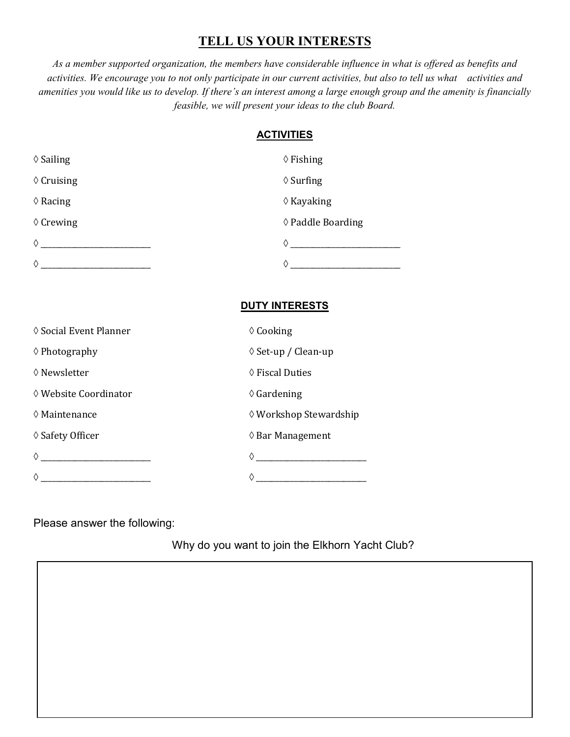# TELL US YOUR INTERESTS

*As a member supported organization, the members have considerable influence in what is offered as benefits and activities. We encourage you to not only participate in our current activities, but also to tell us what activities and amenities you would like us to develop. If there's an interest among a large enough group and the amenity is financially feasible, we will present your ideas to the club Board.*

## ACTIVITIES

◊ Sailing

◊ Cruising

◊ Racing

◊ Crewing

◊ ___________________________

◊ ___________________________

◊ Fishing

◊ Surfing

◊ Kayaking

◊ Paddle Boarding

◊ ___________________________

◊ ___________________________

## DUTY INTERESTS

◊ Social Event Planner

◊ Photography

◊ Newsletter

◊ Website Coordinator

◊ Maintenance

◊ Safety Officer

◊ ___________________________

◊ ___________________________

◊ Cooking

◊ Set-up / Clean-up

◊ Fiscal Duties

◊ Gardening

◊ Workshop Stewardship

◊ Bar Management

◊ ___________________________

◊ ___________________________

Please answer the following:

Why do you want to join the Elkhorn Yacht Club?

| |
|---|
| |